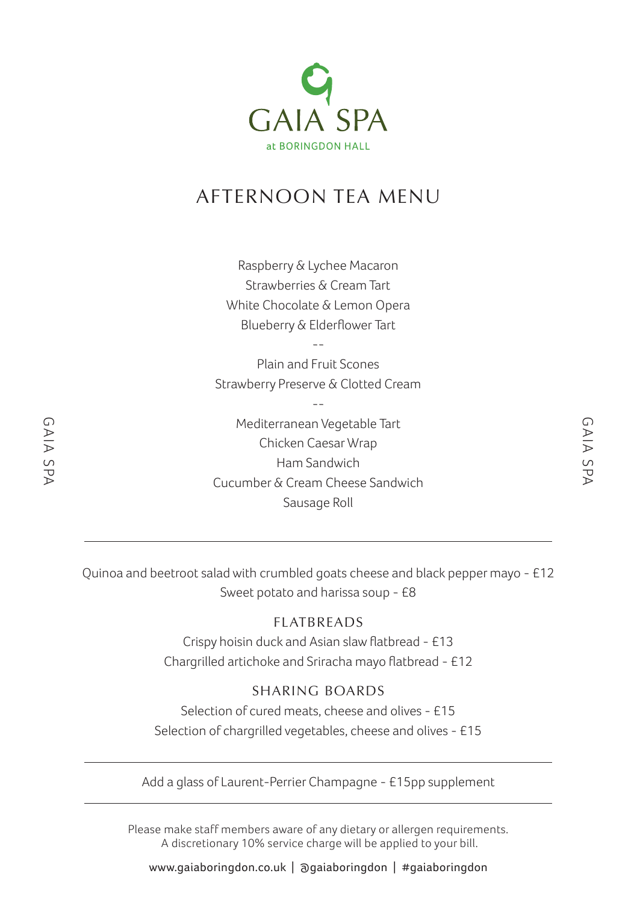# GAIA SPA

at BORINGDON HALL

## AFTERNOON TEA MENU

Raspberry & Lychee Macaron
Strawberries & Cream Tart
White Chocolate & Lemon Opera
Blueberry & Elderflower Tart

--

Plain and Fruit Scones
Strawberry Preserve & Clotted Cream

--

Mediterranean Vegetable Tart
Chicken Caesar Wrap
Ham Sandwich
Cucumber & Cream Cheese Sandwich
Sausage Roll

---

Quinoa and beetroot salad with crumbled goats cheese and black pepper mayo - £12
Sweet potato and harissa soup - £8

### FLATBREADS

Crispy hoisin duck and Asian slaw flatbread - £13
Chargrilled artichoke and Sriracha mayo flatbread - £12

### SHARING BOARDS

Selection of cured meats, cheese and olives - £15
Selection of chargrilled vegetables, cheese and olives - £15

---

Add a glass of Laurent-Perrier Champagne - £15pp supplement

---

Please make staff members aware of any dietary or allergen requirements.
A discretionary 10% service charge will be applied to your bill.

www.gaiaboringdon.co.uk | @gaiaboringdon | #gaiaboringdon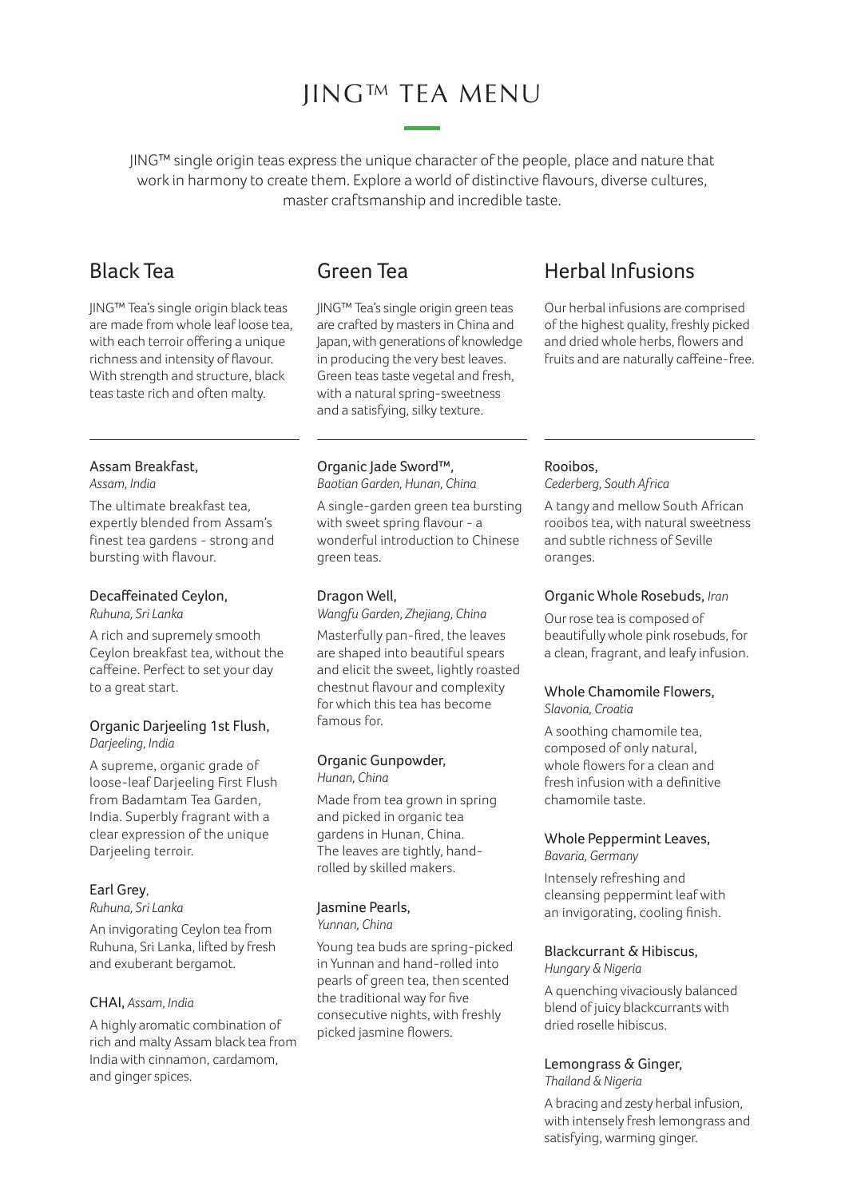# JING™ TEA MENU

JING™ single origin teas express the unique character of the people, place and nature that work in harmony to create them. Explore a world of distinctive flavours, diverse cultures, master craftsmanship and incredible taste.

## Black Tea

JING™ Tea's single origin black teas are made from whole leaf loose tea, with each terroir offering a unique richness and intensity of flavour. With strength and structure, black teas taste rich and often malty.

### Assam Breakfast,
*Assam, India*

The ultimate breakfast tea, expertly blended from Assam's finest tea gardens - strong and bursting with flavour.

### Decaffeinated Ceylon,
*Ruhuna, Sri Lanka*

A rich and supremely smooth Ceylon breakfast tea, without the caffeine. Perfect to set your day to a great start.

### Organic Darjeeling 1st Flush,
*Darjeeling, India*

A supreme, organic grade of loose-leaf Darjeeling First Flush from Badamtam Tea Garden, India. Superbly fragrant with a clear expression of the unique Darjeeling terroir.

### Earl Grey,
*Ruhuna, Sri Lanka*

An invigorating Ceylon tea from Ruhuna, Sri Lanka, lifted by fresh and exuberant bergamot.

### CHAI, *Assam, India*

A highly aromatic combination of rich and malty Assam black tea from India with cinnamon, cardamom, and ginger spices.

## Green Tea

JING™ Tea's single origin green teas are crafted by masters in China and Japan, with generations of knowledge in producing the very best leaves. Green teas taste vegetal and fresh, with a natural spring-sweetness and a satisfying, silky texture.

### Organic Jade Sword™,
*Baotian Garden, Hunan, China*

A single-garden green tea bursting with sweet spring flavour - a wonderful introduction to Chinese green teas.

### Dragon Well,
*Wangfu Garden, Zhejiang, China*

Masterfully pan-fired, the leaves are shaped into beautiful spears and elicit the sweet, lightly roasted chestnut flavour and complexity for which this tea has become famous for.

### Organic Gunpowder,
*Hunan, China*

Made from tea grown in spring and picked in organic tea gardens in Hunan, China. The leaves are tightly, hand-rolled by skilled makers.

### Jasmine Pearls,
*Yunnan, China*

Young tea buds are spring-picked in Yunnan and hand-rolled into pearls of green tea, then scented the traditional way for five consecutive nights, with freshly picked jasmine flowers.

## Herbal Infusions

Our herbal infusions are comprised of the highest quality, freshly picked and dried whole herbs, flowers and fruits and are naturally caffeine-free.

### Rooibos,
*Cederberg, South Africa*

A tangy and mellow South African rooibos tea, with natural sweetness and subtle richness of Seville oranges.

### Organic Whole Rosebuds, *Iran*

Our rose tea is composed of beautifully whole pink rosebuds, for a clean, fragrant, and leafy infusion.

### Whole Chamomile Flowers,
*Slavonia, Croatia*

A soothing chamomile tea, composed of only natural, whole flowers for a clean and fresh infusion with a definitive chamomile taste.

### Whole Peppermint Leaves,
*Bavaria, Germany*

Intensely refreshing and cleansing peppermint leaf with an invigorating, cooling finish.

### Blackcurrant & Hibiscus,
*Hungary & Nigeria*

A quenching vivaciously balanced blend of juicy blackcurrants with dried roselle hibiscus.

### Lemongrass & Ginger,
*Thailand & Nigeria*

A bracing and zesty herbal infusion, with intensely fresh lemongrass and satisfying, warming ginger.